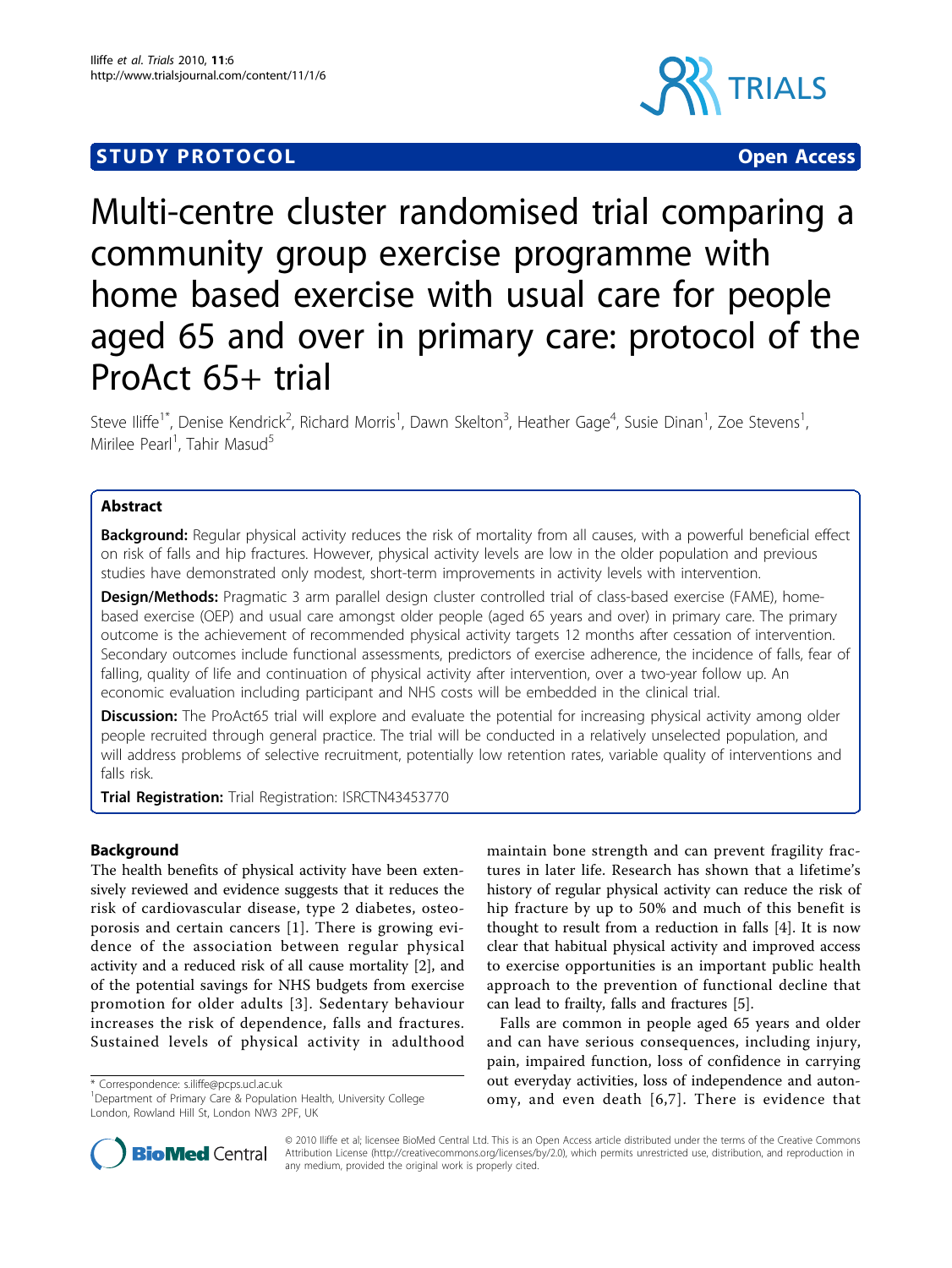STUDY PROTOCOL Open Access

# Multi-centre cluster randomised trial comparing a community group exercise programme with home based exercise with usual care for people aged 65 and over in primary care: protocol of the ProAct 65+ trial

Steve Iliffe[1*], Denise Kendrick[2], Richard Morris[1], Dawn Skelton[3], Heather Gage[4], Susie Dinan[1], Zoe Stevens[1], Mirilee Pearl[1], Tahir Masud[5]

## Abstract

**Background:** Regular physical activity reduces the risk of mortality from all causes, with a powerful beneficial effect on risk of falls and hip fractures. However, physical activity levels are low in the older population and previous studies have demonstrated only modest, short-term improvements in activity levels with intervention.

**Design/Methods:** Pragmatic 3 arm parallel design cluster controlled trial of class-based exercise (FAME), home-based exercise (OEP) and usual care amongst older people (aged 65 years and over) in primary care. The primary outcome is the achievement of recommended physical activity targets 12 months after cessation of intervention. Secondary outcomes include functional assessments, predictors of exercise adherence, the incidence of falls, fear of falling, quality of life and continuation of physical activity after intervention, over a two-year follow up. An economic evaluation including participant and NHS costs will be embedded in the clinical trial.

**Discussion:** The ProAct65 trial will explore and evaluate the potential for increasing physical activity among older people recruited through general practice. The trial will be conducted in a relatively unselected population, and will address problems of selective recruitment, potentially low retention rates, variable quality of interventions and falls risk.

**Trial Registration:** Trial Registration: ISRCTN43453770

## Background

The health benefits of physical activity have been extensively reviewed and evidence suggests that it reduces the risk of cardiovascular disease, type 2 diabetes, osteoporosis and certain cancers [1]. There is growing evidence of the association between regular physical activity and a reduced risk of all cause mortality [2], and of the potential savings for NHS budgets from exercise promotion for older adults [3]. Sedentary behaviour increases the risk of dependence, falls and fractures. Sustained levels of physical activity in adulthood maintain bone strength and can prevent fragility fractures in later life. Research has shown that a lifetime's history of regular physical activity can reduce the risk of hip fracture by up to 50% and much of this benefit is thought to result from a reduction in falls [4]. It is now clear that habitual physical activity and improved access to exercise opportunities is an important public health approach to the prevention of functional decline that can lead to frailty, falls and fractures [5].

Falls are common in people aged 65 years and older and can have serious consequences, including injury, pain, impaired function, loss of confidence in carrying out everyday activities, loss of independence and autonomy, and even death [6,7]. There is evidence that

\* Correspondence: s.iliffe@pcps.ucl.ac.uk
[1]Department of Primary Care & Population Health, University College London, Rowland Hill St, London NW3 2PF, UK

© 2010 Iliffe et al; licensee BioMed Central Ltd. This is an Open Access article distributed under the terms of the Creative Commons Attribution License (http://creativecommons.org/licenses/by/2.0), which permits unrestricted use, distribution, and reproduction in any medium, provided the original work is properly cited.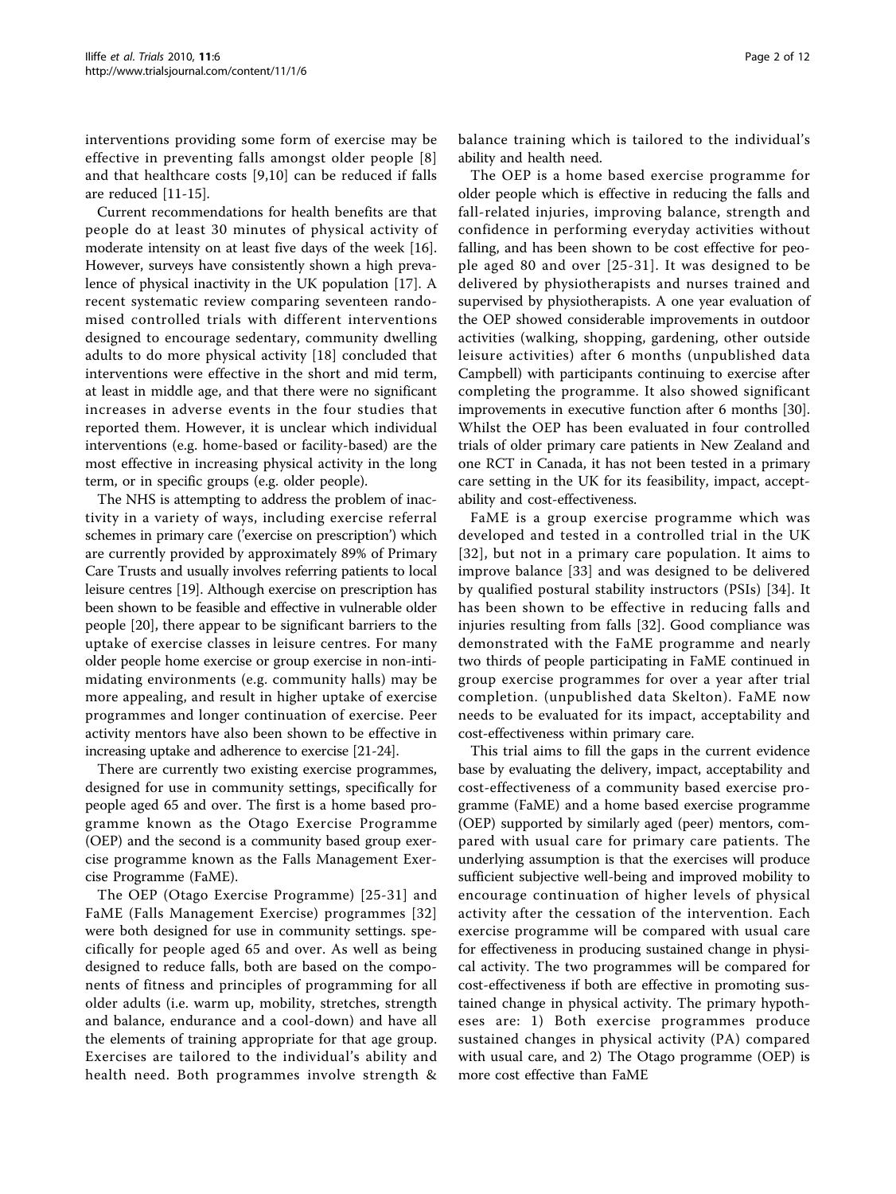interventions providing some form of exercise may be effective in preventing falls amongst older people [8] and that healthcare costs [9,10] can be reduced if falls are reduced [11-15].

Current recommendations for health benefits are that people do at least 30 minutes of physical activity of moderate intensity on at least five days of the week [16]. However, surveys have consistently shown a high prevalence of physical inactivity in the UK population [17]. A recent systematic review comparing seventeen randomised controlled trials with different interventions designed to encourage sedentary, community dwelling adults to do more physical activity [18] concluded that interventions were effective in the short and mid term, at least in middle age, and that there were no significant increases in adverse events in the four studies that reported them. However, it is unclear which individual interventions (e.g. home-based or facility-based) are the most effective in increasing physical activity in the long term, or in specific groups (e.g. older people).

The NHS is attempting to address the problem of inactivity in a variety of ways, including exercise referral schemes in primary care ('exercise on prescription') which are currently provided by approximately 89% of Primary Care Trusts and usually involves referring patients to local leisure centres [19]. Although exercise on prescription has been shown to be feasible and effective in vulnerable older people [20], there appear to be significant barriers to the uptake of exercise classes in leisure centres. For many older people home exercise or group exercise in non-intimidating environments (e.g. community halls) may be more appealing, and result in higher uptake of exercise programmes and longer continuation of exercise. Peer activity mentors have also been shown to be effective in increasing uptake and adherence to exercise [21-24].

There are currently two existing exercise programmes, designed for use in community settings, specifically for people aged 65 and over. The first is a home based programme known as the Otago Exercise Programme (OEP) and the second is a community based group exercise programme known as the Falls Management Exercise Programme (FaME).

The OEP (Otago Exercise Programme) [25-31] and FaME (Falls Management Exercise) programmes [32] were both designed for use in community settings. specifically for people aged 65 and over. As well as being designed to reduce falls, both are based on the components of fitness and principles of programming for all older adults (i.e. warm up, mobility, stretches, strength and balance, endurance and a cool-down) and have all the elements of training appropriate for that age group. Exercises are tailored to the individual's ability and health need. Both programmes involve strength & balance training which is tailored to the individual's ability and health need.

The OEP is a home based exercise programme for older people which is effective in reducing the falls and fall-related injuries, improving balance, strength and confidence in performing everyday activities without falling, and has been shown to be cost effective for people aged 80 and over [25-31]. It was designed to be delivered by physiotherapists and nurses trained and supervised by physiotherapists. A one year evaluation of the OEP showed considerable improvements in outdoor activities (walking, shopping, gardening, other outside leisure activities) after 6 months (unpublished data Campbell) with participants continuing to exercise after completing the programme. It also showed significant improvements in executive function after 6 months [30]. Whilst the OEP has been evaluated in four controlled trials of older primary care patients in New Zealand and one RCT in Canada, it has not been tested in a primary care setting in the UK for its feasibility, impact, acceptability and cost-effectiveness.

FaME is a group exercise programme which was developed and tested in a controlled trial in the UK [32], but not in a primary care population. It aims to improve balance [33] and was designed to be delivered by qualified postural stability instructors (PSIs) [34]. It has been shown to be effective in reducing falls and injuries resulting from falls [32]. Good compliance was demonstrated with the FaME programme and nearly two thirds of people participating in FaME continued in group exercise programmes for over a year after trial completion. (unpublished data Skelton). FaME now needs to be evaluated for its impact, acceptability and cost-effectiveness within primary care.

This trial aims to fill the gaps in the current evidence base by evaluating the delivery, impact, acceptability and cost-effectiveness of a community based exercise programme (FaME) and a home based exercise programme (OEP) supported by similarly aged (peer) mentors, compared with usual care for primary care patients. The underlying assumption is that the exercises will produce sufficient subjective well-being and improved mobility to encourage continuation of higher levels of physical activity after the cessation of the intervention. Each exercise programme will be compared with usual care for effectiveness in producing sustained change in physical activity. The two programmes will be compared for cost-effectiveness if both are effective in promoting sustained change in physical activity. The primary hypotheses are: 1) Both exercise programmes produce sustained changes in physical activity (PA) compared with usual care, and 2) The Otago programme (OEP) is more cost effective than FaME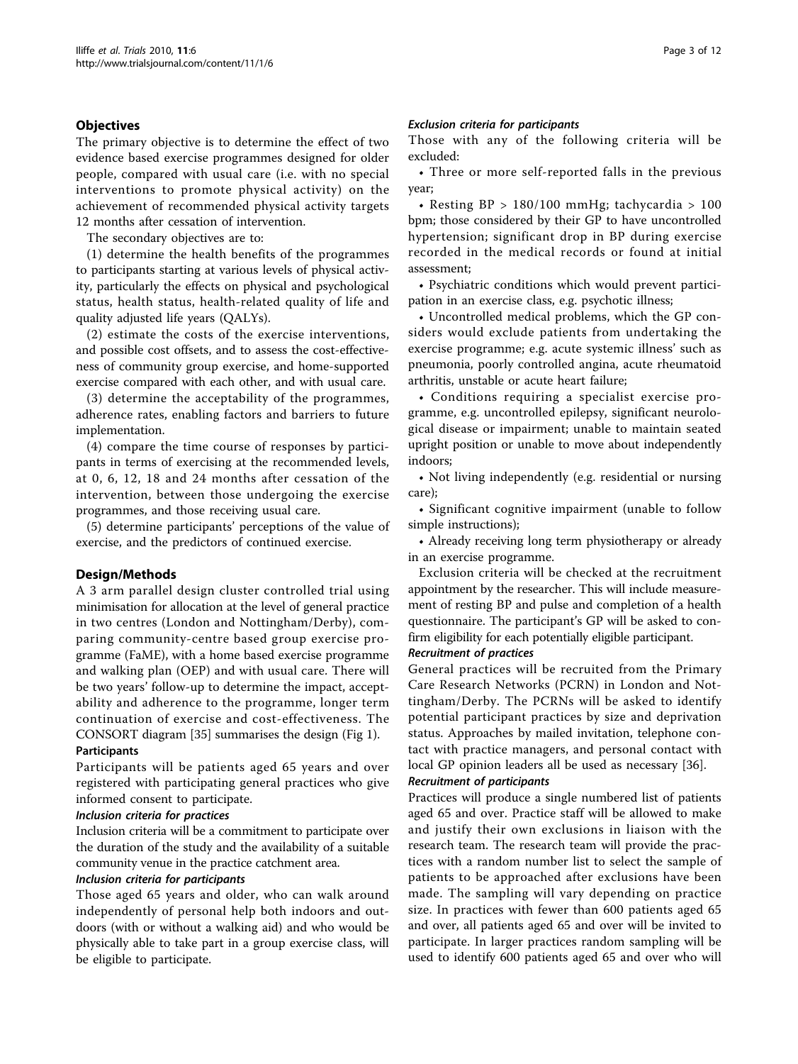## Objectives

The primary objective is to determine the effect of two evidence based exercise programmes designed for older people, compared with usual care (i.e. with no special interventions to promote physical activity) on the achievement of recommended physical activity targets 12 months after cessation of intervention.

The secondary objectives are to:

(1) determine the health benefits of the programmes to participants starting at various levels of physical activity, particularly the effects on physical and psychological status, health status, health-related quality of life and quality adjusted life years (QALYs).

(2) estimate the costs of the exercise interventions, and possible cost offsets, and to assess the cost-effectiveness of community group exercise, and home-supported exercise compared with each other, and with usual care.

(3) determine the acceptability of the programmes, adherence rates, enabling factors and barriers to future implementation.

(4) compare the time course of responses by participants in terms of exercising at the recommended levels, at 0, 6, 12, 18 and 24 months after cessation of the intervention, between those undergoing the exercise programmes, and those receiving usual care.

(5) determine participants' perceptions of the value of exercise, and the predictors of continued exercise.

## Design/Methods

A 3 arm parallel design cluster controlled trial using minimisation for allocation at the level of general practice in two centres (London and Nottingham/Derby), comparing community-centre based group exercise programme (FaME), with a home based exercise programme and walking plan (OEP) and with usual care. There will be two years' follow-up to determine the impact, acceptability and adherence to the programme, longer term continuation of exercise and cost-effectiveness. The CONSORT diagram [35] summarises the design (Fig 1).

### Participants

Participants will be patients aged 65 years and over registered with participating general practices who give informed consent to participate.

#### *Inclusion criteria for practices*

Inclusion criteria will be a commitment to participate over the duration of the study and the availability of a suitable community venue in the practice catchment area.

#### *Inclusion criteria for participants*

Those aged 65 years and older, who can walk around independently of personal help both indoors and outdoors (with or without a walking aid) and who would be physically able to take part in a group exercise class, will be eligible to participate.

#### *Exclusion criteria for participants*

Those with any of the following criteria will be excluded:

- Three or more self-reported falls in the previous year;
- Resting BP > 180/100 mmHg; tachycardia > 100 bpm; those considered by their GP to have uncontrolled hypertension; significant drop in BP during exercise recorded in the medical records or found at initial assessment;
- Psychiatric conditions which would prevent participation in an exercise class, e.g. psychotic illness;
- Uncontrolled medical problems, which the GP considers would exclude patients from undertaking the exercise programme; e.g. acute systemic illness' such as pneumonia, poorly controlled angina, acute rheumatoid arthritis, unstable or acute heart failure;
- Conditions requiring a specialist exercise programme, e.g. uncontrolled epilepsy, significant neurological disease or impairment; unable to maintain seated upright position or unable to move about independently indoors;
- Not living independently (e.g. residential or nursing care);
- Significant cognitive impairment (unable to follow simple instructions);
- Already receiving long term physiotherapy or already in an exercise programme.

Exclusion criteria will be checked at the recruitment appointment by the researcher. This will include measurement of resting BP and pulse and completion of a health questionnaire. The participant's GP will be asked to confirm eligibility for each potentially eligible participant.

#### *Recruitment of practices*

General practices will be recruited from the Primary Care Research Networks (PCRN) in London and Nottingham/Derby. The PCRNs will be asked to identify potential participant practices by size and deprivation status. Approaches by mailed invitation, telephone contact with practice managers, and personal contact with local GP opinion leaders all be used as necessary [36].

#### *Recruitment of participants*

Practices will produce a single numbered list of patients aged 65 and over. Practice staff will be allowed to make and justify their own exclusions in liaison with the research team. The research team will provide the practices with a random number list to select the sample of patients to be approached after exclusions have been made. The sampling will vary depending on practice size. In practices with fewer than 600 patients aged 65 and over, all patients aged 65 and over will be invited to participate. In larger practices random sampling will be used to identify 600 patients aged 65 and over who will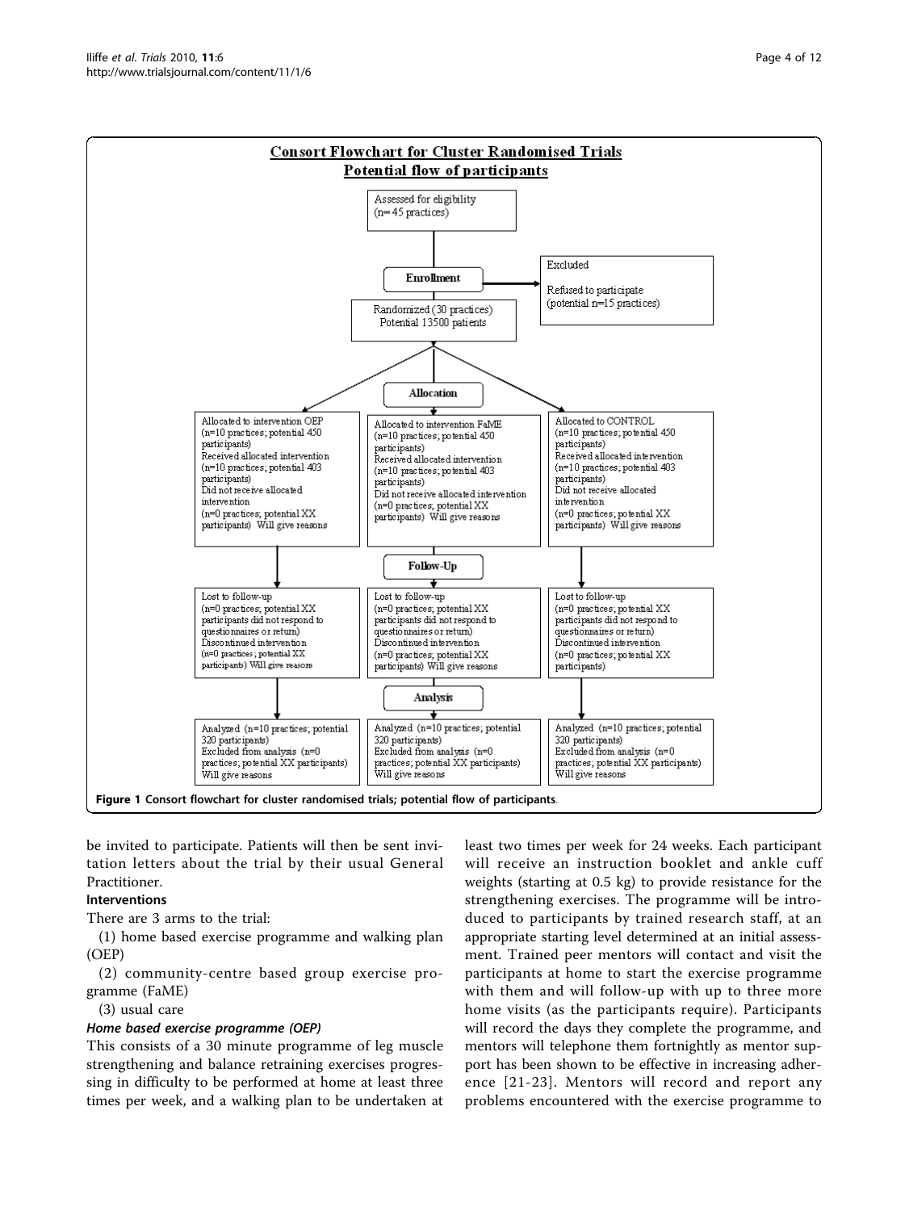**Consort Flowchart for Cluster Randomised Trials**
**Potential flow of participants**

Assessed for eligibility (n= 45 practices)

**Enrollment**

Excluded

Refused to participate (potential n=15 practices)

Randomized (30 practices) Potential 13500 patients

**Allocation**

| Allocated to intervention OEP | Allocated to intervention FaME | Allocated to CONTROL |
| --- | --- | --- |
| Allocated to intervention OEP (n=10 practices; potential 450 participants) Received allocated intervention (n=10 practices; potential 403 participants) Did not receive allocated intervention (n=0 practices; potential XX participants) Will give reasons | Allocated to intervention FaME (n=10 practices; potential 450 participants) Received allocated intervention (n=10 practices; potential 403 participants) Did not receive allocated intervention (n=0 practices; potential XX participants) Will give reasons | Allocated to CONTROL (n=10 practices; potential 450 participants) Received allocated intervention (n=10 practices; potential 403 participants) Did not receive allocated intervention (n=0 practices; potential XX participants) Will give reasons |

**Follow-Up**

| | | |
| --- | --- | --- |
| Lost to follow-up (n=0 practices; potential XX participants did not respond to questionnaires or return) Discontinued intervention (n=0 practices; potential XX participants) Will give reasons | Lost to follow-up (n=0 practices; potential XX participants did not respond to questionnaires or return) Discontinued intervention (n=0 practices; potential XX participants) Will give reasons | Lost to follow-up (n=0 practices; potential XX participants did not respond to questionnaires or return) Discontinued intervention (n=0 practices; potential XX participants) |

**Analysis**

| | | |
| --- | --- | --- |
| Analyzed (n=10 practices; potential 320 participants) Excluded from analysis (n=0 practices; potential XX participants) Will give reasons | Analyzed (n=10 practices; potential 320 participants) Excluded from analysis (n=0 practices; potential XX participants) Will give reasons | Analyzed (n=10 practices; potential 320 participants) Excluded from analysis (n=0 practices; potential XX participants) Will give reasons |

**Figure 1 Consort flowchart for cluster randomised trials; potential flow of participants**.

be invited to participate. Patients will then be sent invitation letters about the trial by their usual General Practitioner.

### Interventions

There are 3 arms to the trial:

(1) home based exercise programme and walking plan (OEP)

(2) community-centre based group exercise programme (FaME)

(3) usual care

#### *Home based exercise programme (OEP)*

This consists of a 30 minute programme of leg muscle strengthening and balance retraining exercises progressing in difficulty to be performed at home at least three times per week, and a walking plan to be undertaken at least two times per week for 24 weeks. Each participant will receive an instruction booklet and ankle cuff weights (starting at 0.5 kg) to provide resistance for the strengthening exercises. The programme will be introduced to participants by trained research staff, at an appropriate starting level determined at an initial assessment. Trained peer mentors will contact and visit the participants at home to start the exercise programme with them and will follow-up with up to three more home visits (as the participants require). Participants will record the days they complete the programme, and mentors will telephone them fortnightly as mentor support has been shown to be effective in increasing adherence [21-23]. Mentors will record and report any problems encountered with the exercise programme to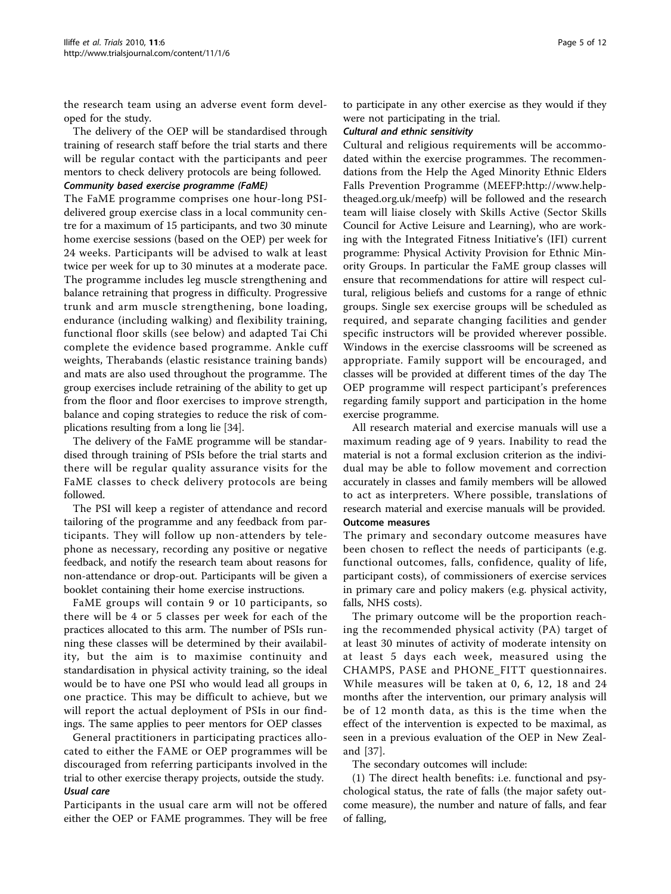the research team using an adverse event form developed for the study.

The delivery of the OEP will be standardised through training of research staff before the trial starts and there will be regular contact with the participants and peer mentors to check delivery protocols are being followed.

#### *Community based exercise programme (FaME)*

The FaME programme comprises one hour-long PSI-delivered group exercise class in a local community centre for a maximum of 15 participants, and two 30 minute home exercise sessions (based on the OEP) per week for 24 weeks. Participants will be advised to walk at least twice per week for up to 30 minutes at a moderate pace. The programme includes leg muscle strengthening and balance retraining that progress in difficulty. Progressive trunk and arm muscle strengthening, bone loading, endurance (including walking) and flexibility training, functional floor skills (see below) and adapted Tai Chi complete the evidence based programme. Ankle cuff weights, Therabands (elastic resistance training bands) and mats are also used throughout the programme. The group exercises include retraining of the ability to get up from the floor and floor exercises to improve strength, balance and coping strategies to reduce the risk of complications resulting from a long lie [34].

The delivery of the FaME programme will be standardised through training of PSIs before the trial starts and there will be regular quality assurance visits for the FaME classes to check delivery protocols are being followed.

The PSI will keep a register of attendance and record tailoring of the programme and any feedback from participants. They will follow up non-attenders by telephone as necessary, recording any positive or negative feedback, and notify the research team about reasons for non-attendance or drop-out. Participants will be given a booklet containing their home exercise instructions.

FaME groups will contain 9 or 10 participants, so there will be 4 or 5 classes per week for each of the practices allocated to this arm. The number of PSIs running these classes will be determined by their availability, but the aim is to maximise continuity and standardisation in physical activity training, so the ideal would be to have one PSI who would lead all groups in one practice. This may be difficult to achieve, but we will report the actual deployment of PSIs in our findings. The same applies to peer mentors for OEP classes

General practitioners in participating practices allocated to either the FAME or OEP programmes will be discouraged from referring participants involved in the trial to other exercise therapy projects, outside the study.

#### *Usual care*

Participants in the usual care arm will not be offered either the OEP or FAME programmes. They will be free to participate in any other exercise as they would if they were not participating in the trial.

#### *Cultural and ethnic sensitivity*

Cultural and religious requirements will be accommodated within the exercise programmes. The recommendations from the Help the Aged Minority Ethnic Elders Falls Prevention Programme (MEEFP:http://www.helptheaged.org.uk/meefp) will be followed and the research team will liaise closely with Skills Active (Sector Skills Council for Active Leisure and Learning), who are working with the Integrated Fitness Initiative's (IFI) current programme: Physical Activity Provision for Ethnic Minority Groups. In particular the FaME group classes will ensure that recommendations for attire will respect cultural, religious beliefs and customs for a range of ethnic groups. Single sex exercise groups will be scheduled as required, and separate changing facilities and gender specific instructors will be provided wherever possible. Windows in the exercise classrooms will be screened as appropriate. Family support will be encouraged, and classes will be provided at different times of the day The OEP programme will respect participant's preferences regarding family support and participation in the home exercise programme.

All research material and exercise manuals will use a maximum reading age of 9 years. Inability to read the material is not a formal exclusion criterion as the individual may be able to follow movement and correction accurately in classes and family members will be allowed to act as interpreters. Where possible, translations of research material and exercise manuals will be provided.

### Outcome measures

The primary and secondary outcome measures have been chosen to reflect the needs of participants (e.g. functional outcomes, falls, confidence, quality of life, participant costs), of commissioners of exercise services in primary care and policy makers (e.g. physical activity, falls, NHS costs).

The primary outcome will be the proportion reaching the recommended physical activity (PA) target of at least 30 minutes of activity of moderate intensity on at least 5 days each week, measured using the CHAMPS, PASE and PHONE_FITT questionnaires. While measures will be taken at 0, 6, 12, 18 and 24 months after the intervention, our primary analysis will be of 12 month data, as this is the time when the effect of the intervention is expected to be maximal, as seen in a previous evaluation of the OEP in New Zealand [37].

The secondary outcomes will include:

(1) The direct health benefits: i.e. functional and psychological status, the rate of falls (the major safety outcome measure), the number and nature of falls, and fear of falling,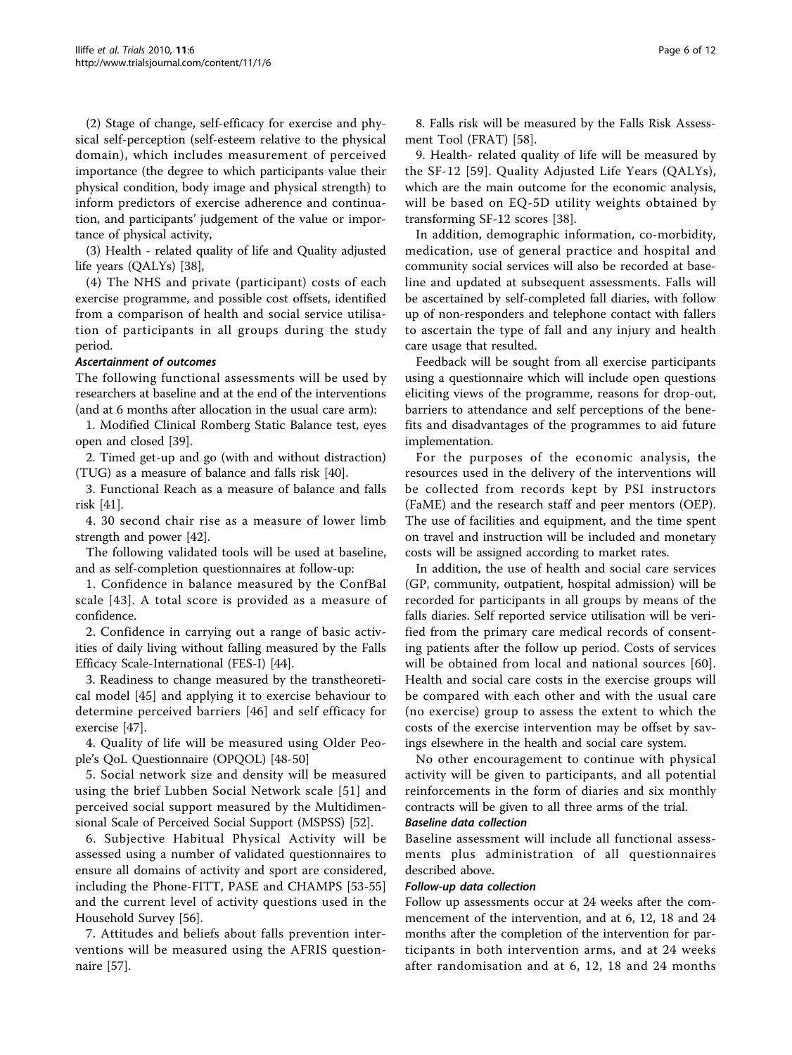(2) Stage of change, self-efficacy for exercise and physical self-perception (self-esteem relative to the physical domain), which includes measurement of perceived importance (the degree to which participants value their physical condition, body image and physical strength) to inform predictors of exercise adherence and continuation, and participants' judgement of the value or importance of physical activity,

(3) Health - related quality of life and Quality adjusted life years (QALYs) [38],

(4) The NHS and private (participant) costs of each exercise programme, and possible cost offsets, identified from a comparison of health and social service utilisation of participants in all groups during the study period.

#### Ascertainment of outcomes

The following functional assessments will be used by researchers at baseline and at the end of the interventions (and at 6 months after allocation in the usual care arm):

1. Modified Clinical Romberg Static Balance test, eyes open and closed [39].

2. Timed get-up and go (with and without distraction) (TUG) as a measure of balance and falls risk [40].

3. Functional Reach as a measure of balance and falls risk [41].

4. 30 second chair rise as a measure of lower limb strength and power [42].

The following validated tools will be used at baseline, and as self-completion questionnaires at follow-up:

1. Confidence in balance measured by the ConfBal scale [43]. A total score is provided as a measure of confidence.

2. Confidence in carrying out a range of basic activities of daily living without falling measured by the Falls Efficacy Scale-International (FES-I) [44].

3. Readiness to change measured by the transtheoretical model [45] and applying it to exercise behaviour to determine perceived barriers [46] and self efficacy for exercise [47].

4. Quality of life will be measured using Older People's QoL Questionnaire (OPQOL) [48-50]

5. Social network size and density will be measured using the brief Lubben Social Network scale [51] and perceived social support measured by the Multidimensional Scale of Perceived Social Support (MSPSS) [52].

6. Subjective Habitual Physical Activity will be assessed using a number of validated questionnaires to ensure all domains of activity and sport are considered, including the Phone-FITT, PASE and CHAMPS [53-55] and the current level of activity questions used in the Household Survey [56].

7. Attitudes and beliefs about falls prevention interventions will be measured using the AFRIS questionnaire [57].

8. Falls risk will be measured by the Falls Risk Assessment Tool (FRAT) [58].

9. Health- related quality of life will be measured by the SF-12 [59]. Quality Adjusted Life Years (QALYs), which are the main outcome for the economic analysis, will be based on EQ-5D utility weights obtained by transforming SF-12 scores [38].

In addition, demographic information, co-morbidity, medication, use of general practice and hospital and community social services will also be recorded at baseline and updated at subsequent assessments. Falls will be ascertained by self-completed fall diaries, with follow up of non-responders and telephone contact with fallers to ascertain the type of fall and any injury and health care usage that resulted.

Feedback will be sought from all exercise participants using a questionnaire which will include open questions eliciting views of the programme, reasons for drop-out, barriers to attendance and self perceptions of the benefits and disadvantages of the programmes to aid future implementation.

For the purposes of the economic analysis, the resources used in the delivery of the interventions will be collected from records kept by PSI instructors (FaME) and the research staff and peer mentors (OEP). The use of facilities and equipment, and the time spent on travel and instruction will be included and monetary costs will be assigned according to market rates.

In addition, the use of health and social care services (GP, community, outpatient, hospital admission) will be recorded for participants in all groups by means of the falls diaries. Self reported service utilisation will be verified from the primary care medical records of consenting patients after the follow up period. Costs of services will be obtained from local and national sources [60]. Health and social care costs in the exercise groups will be compared with each other and with the usual care (no exercise) group to assess the extent to which the costs of the exercise intervention may be offset by savings elsewhere in the health and social care system.

No other encouragement to continue with physical activity will be given to participants, and all potential reinforcements in the form of diaries and six monthly contracts will be given to all three arms of the trial.

#### Baseline data collection

Baseline assessment will include all functional assessments plus administration of all questionnaires described above.

#### Follow-up data collection

Follow up assessments occur at 24 weeks after the commencement of the intervention, and at 6, 12, 18 and 24 months after the completion of the intervention for participants in both intervention arms, and at 24 weeks after randomisation and at 6, 12, 18 and 24 months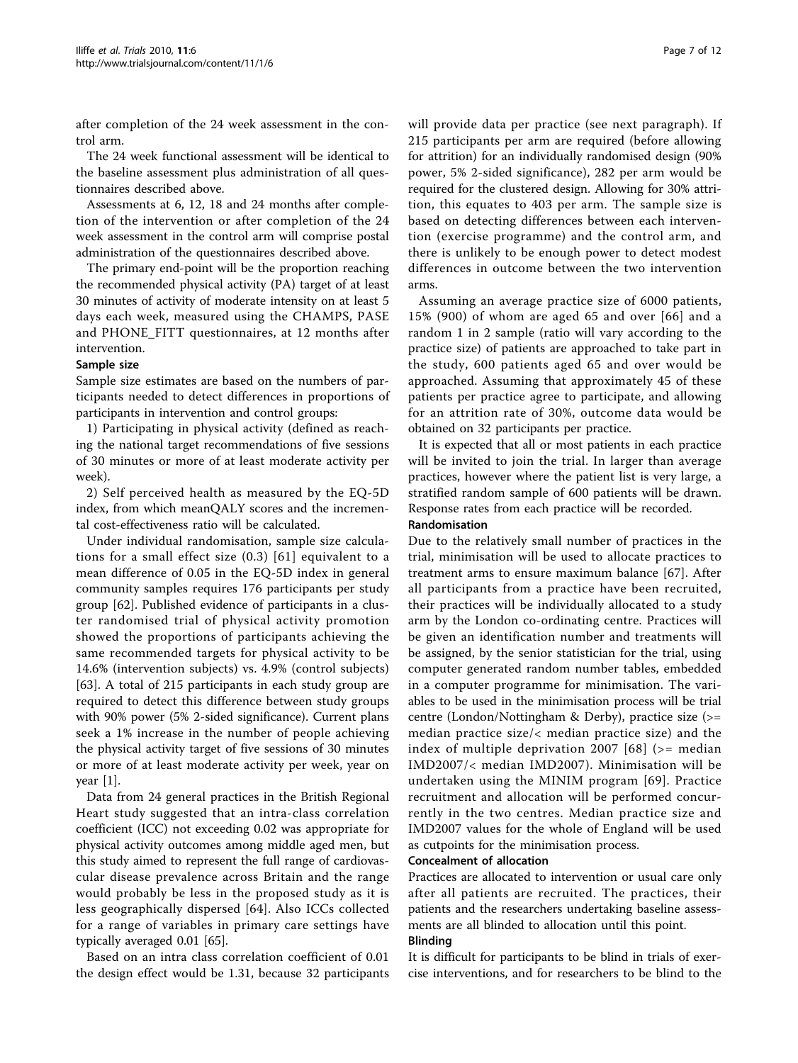after completion of the 24 week assessment in the control arm.

The 24 week functional assessment will be identical to the baseline assessment plus administration of all questionnaires described above.

Assessments at 6, 12, 18 and 24 months after completion of the intervention or after completion of the 24 week assessment in the control arm will comprise postal administration of the questionnaires described above.

The primary end-point will be the proportion reaching the recommended physical activity (PA) target of at least 30 minutes of activity of moderate intensity on at least 5 days each week, measured using the CHAMPS, PASE and PHONE_FITT questionnaires, at 12 months after intervention.

### Sample size

Sample size estimates are based on the numbers of participants needed to detect differences in proportions of participants in intervention and control groups:

1) Participating in physical activity (defined as reaching the national target recommendations of five sessions of 30 minutes or more of at least moderate activity per week).

2) Self perceived health as measured by the EQ-5D index, from which meanQALY scores and the incremental cost-effectiveness ratio will be calculated.

Under individual randomisation, sample size calculations for a small effect size (0.3) [61] equivalent to a mean difference of 0.05 in the EQ-5D index in general community samples requires 176 participants per study group [62]. Published evidence of participants in a cluster randomised trial of physical activity promotion showed the proportions of participants achieving the same recommended targets for physical activity to be 14.6% (intervention subjects) vs. 4.9% (control subjects) [63]. A total of 215 participants in each study group are required to detect this difference between study groups with 90% power (5% 2-sided significance). Current plans seek a 1% increase in the number of people achieving the physical activity target of five sessions of 30 minutes or more of at least moderate activity per week, year on year [1].

Data from 24 general practices in the British Regional Heart study suggested that an intra-class correlation coefficient (ICC) not exceeding 0.02 was appropriate for physical activity outcomes among middle aged men, but this study aimed to represent the full range of cardiovascular disease prevalence across Britain and the range would probably be less in the proposed study as it is less geographically dispersed [64]. Also ICCs collected for a range of variables in primary care settings have typically averaged 0.01 [65].

Based on an intra class correlation coefficient of 0.01 the design effect would be 1.31, because 32 participants will provide data per practice (see next paragraph). If 215 participants per arm are required (before allowing for attrition) for an individually randomised design (90% power, 5% 2-sided significance), 282 per arm would be required for the clustered design. Allowing for 30% attrition, this equates to 403 per arm. The sample size is based on detecting differences between each intervention (exercise programme) and the control arm, and there is unlikely to be enough power to detect modest differences in outcome between the two intervention arms.

Assuming an average practice size of 6000 patients, 15% (900) of whom are aged 65 and over [66] and a random 1 in 2 sample (ratio will vary according to the practice size) of patients are approached to take part in the study, 600 patients aged 65 and over would be approached. Assuming that approximately 45 of these patients per practice agree to participate, and allowing for an attrition rate of 30%, outcome data would be obtained on 32 participants per practice.

It is expected that all or most patients in each practice will be invited to join the trial. In larger than average practices, however where the patient list is very large, a stratified random sample of 600 patients will be drawn. Response rates from each practice will be recorded.

### Randomisation

Due to the relatively small number of practices in the trial, minimisation will be used to allocate practices to treatment arms to ensure maximum balance [67]. After all participants from a practice have been recruited, their practices will be individually allocated to a study arm by the London co-ordinating centre. Practices will be given an identification number and treatments will be assigned, by the senior statistician for the trial, using computer generated random number tables, embedded in a computer programme for minimisation. The variables to be used in the minimisation process will be trial centre (London/Nottingham & Derby), practice size (>= median practice size/< median practice size) and the index of multiple deprivation 2007 [68] (>= median IMD2007/< median IMD2007). Minimisation will be undertaken using the MINIM program [69]. Practice recruitment and allocation will be performed concurrently in the two centres. Median practice size and IMD2007 values for the whole of England will be used as cutpoints for the minimisation process.

### Concealment of allocation

Practices are allocated to intervention or usual care only after all patients are recruited. The practices, their patients and the researchers undertaking baseline assessments are all blinded to allocation until this point.

### Blinding

It is difficult for participants to be blind in trials of exercise interventions, and for researchers to be blind to the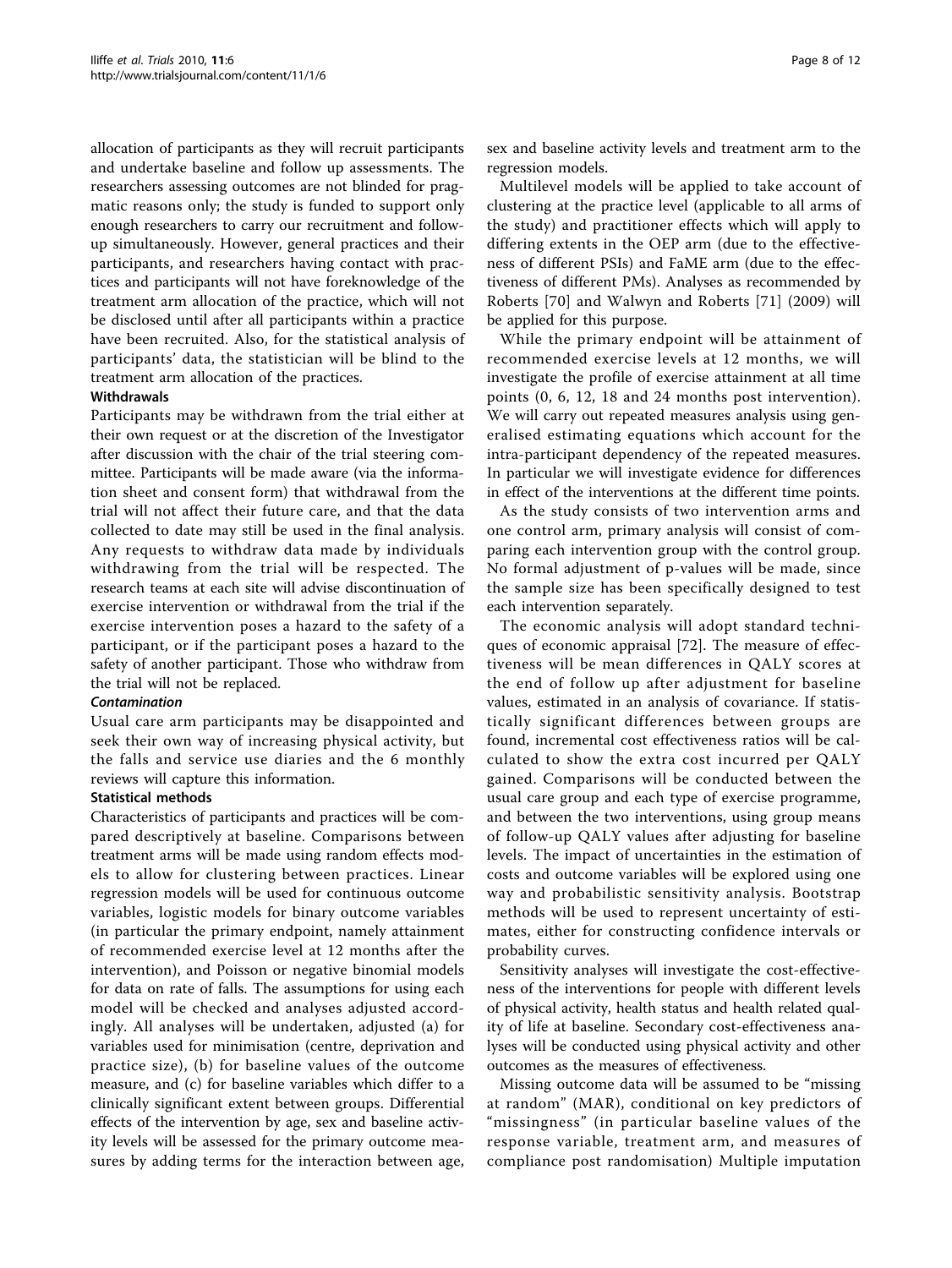allocation of participants as they will recruit participants and undertake baseline and follow up assessments. The researchers assessing outcomes are not blinded for pragmatic reasons only; the study is funded to support only enough researchers to carry our recruitment and follow-up simultaneously. However, general practices and their participants, and researchers having contact with practices and participants will not have foreknowledge of the treatment arm allocation of the practice, which will not be disclosed until after all participants within a practice have been recruited. Also, for the statistical analysis of participants' data, the statistician will be blind to the treatment arm allocation of the practices.

#### Withdrawals

Participants may be withdrawn from the trial either at their own request or at the discretion of the Investigator after discussion with the chair of the trial steering committee. Participants will be made aware (via the information sheet and consent form) that withdrawal from the trial will not affect their future care, and that the data collected to date may still be used in the final analysis. Any requests to withdraw data made by individuals withdrawing from the trial will be respected. The research teams at each site will advise discontinuation of exercise intervention or withdrawal from the trial if the exercise intervention poses a hazard to the safety of a participant, or if the participant poses a hazard to the safety of another participant. Those who withdraw from the trial will not be replaced.

#### *Contamination*

Usual care arm participants may be disappointed and seek their own way of increasing physical activity, but the falls and service use diaries and the 6 monthly reviews will capture this information.

#### Statistical methods

Characteristics of participants and practices will be compared descriptively at baseline. Comparisons between treatment arms will be made using random effects models to allow for clustering between practices. Linear regression models will be used for continuous outcome variables, logistic models for binary outcome variables (in particular the primary endpoint, namely attainment of recommended exercise level at 12 months after the intervention), and Poisson or negative binomial models for data on rate of falls. The assumptions for using each model will be checked and analyses adjusted accordingly. All analyses will be undertaken, adjusted (a) for variables used for minimisation (centre, deprivation and practice size), (b) for baseline values of the outcome measure, and (c) for baseline variables which differ to a clinically significant extent between groups. Differential effects of the intervention by age, sex and baseline activity levels will be assessed for the primary outcome measures by adding terms for the interaction between age, sex and baseline activity levels and treatment arm to the regression models.

Multilevel models will be applied to take account of clustering at the practice level (applicable to all arms of the study) and practitioner effects which will apply to differing extents in the OEP arm (due to the effectiveness of different PSIs) and FaME arm (due to the effectiveness of different PMs). Analyses as recommended by Roberts [70] and Walwyn and Roberts [71] (2009) will be applied for this purpose.

While the primary endpoint will be attainment of recommended exercise levels at 12 months, we will investigate the profile of exercise attainment at all time points (0, 6, 12, 18 and 24 months post intervention). We will carry out repeated measures analysis using generalised estimating equations which account for the intra-participant dependency of the repeated measures. In particular we will investigate evidence for differences in effect of the interventions at the different time points.

As the study consists of two intervention arms and one control arm, primary analysis will consist of comparing each intervention group with the control group. No formal adjustment of p-values will be made, since the sample size has been specifically designed to test each intervention separately.

The economic analysis will adopt standard techniques of economic appraisal [72]. The measure of effectiveness will be mean differences in QALY scores at the end of follow up after adjustment for baseline values, estimated in an analysis of covariance. If statistically significant differences between groups are found, incremental cost effectiveness ratios will be calculated to show the extra cost incurred per QALY gained. Comparisons will be conducted between the usual care group and each type of exercise programme, and between the two interventions, using group means of follow-up QALY values after adjusting for baseline levels. The impact of uncertainties in the estimation of costs and outcome variables will be explored using one way and probabilistic sensitivity analysis. Bootstrap methods will be used to represent uncertainty of estimates, either for constructing confidence intervals or probability curves.

Sensitivity analyses will investigate the cost-effectiveness of the interventions for people with different levels of physical activity, health status and health related quality of life at baseline. Secondary cost-effectiveness analyses will be conducted using physical activity and other outcomes as the measures of effectiveness.

Missing outcome data will be assumed to be "missing at random" (MAR), conditional on key predictors of "missingness" (in particular baseline values of the response variable, treatment arm, and measures of compliance post randomisation) Multiple imputation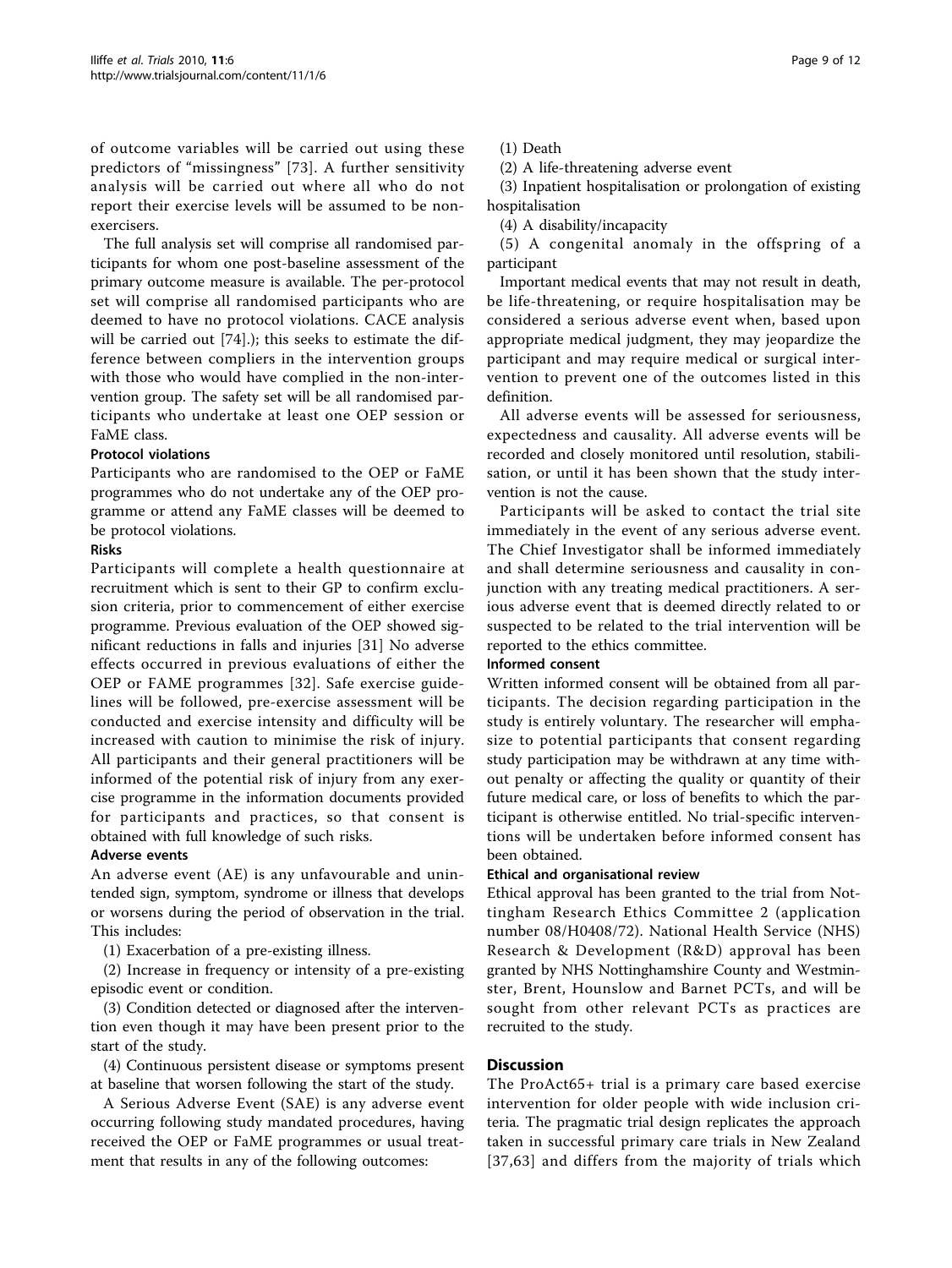of outcome variables will be carried out using these predictors of "missingness" [73]. A further sensitivity analysis will be carried out where all who do not report their exercise levels will be assumed to be non-exercisers.

The full analysis set will comprise all randomised participants for whom one post-baseline assessment of the primary outcome measure is available. The per-protocol set will comprise all randomised participants who are deemed to have no protocol violations. CACE analysis will be carried out [74].); this seeks to estimate the difference between compliers in the intervention groups with those who would have complied in the non-intervention group. The safety set will be all randomised participants who undertake at least one OEP session or FaME class.

#### Protocol violations

Participants who are randomised to the OEP or FaME programmes who do not undertake any of the OEP programme or attend any FaME classes will be deemed to be protocol violations.

#### Risks

Participants will complete a health questionnaire at recruitment which is sent to their GP to confirm exclusion criteria, prior to commencement of either exercise programme. Previous evaluation of the OEP showed significant reductions in falls and injuries [31] No adverse effects occurred in previous evaluations of either the OEP or FAME programmes [32]. Safe exercise guidelines will be followed, pre-exercise assessment will be conducted and exercise intensity and difficulty will be increased with caution to minimise the risk of injury. All participants and their general practitioners will be informed of the potential risk of injury from any exercise programme in the information documents provided for participants and practices, so that consent is obtained with full knowledge of such risks.

#### Adverse events

An adverse event (AE) is any unfavourable and unintended sign, symptom, syndrome or illness that develops or worsens during the period of observation in the trial. This includes:

(1) Exacerbation of a pre-existing illness.

(2) Increase in frequency or intensity of a pre-existing episodic event or condition.

(3) Condition detected or diagnosed after the intervention even though it may have been present prior to the start of the study.

(4) Continuous persistent disease or symptoms present at baseline that worsen following the start of the study.

A Serious Adverse Event (SAE) is any adverse event occurring following study mandated procedures, having received the OEP or FaME programmes or usual treatment that results in any of the following outcomes:

(1) Death

(2) A life-threatening adverse event

(3) Inpatient hospitalisation or prolongation of existing hospitalisation

(4) A disability/incapacity

(5) A congenital anomaly in the offspring of a participant

Important medical events that may not result in death, be life-threatening, or require hospitalisation may be considered a serious adverse event when, based upon appropriate medical judgment, they may jeopardize the participant and may require medical or surgical intervention to prevent one of the outcomes listed in this definition.

All adverse events will be assessed for seriousness, expectedness and causality. All adverse events will be recorded and closely monitored until resolution, stabilisation, or until it has been shown that the study intervention is not the cause.

Participants will be asked to contact the trial site immediately in the event of any serious adverse event. The Chief Investigator shall be informed immediately and shall determine seriousness and causality in conjunction with any treating medical practitioners. A serious adverse event that is deemed directly related to or suspected to be related to the trial intervention will be reported to the ethics committee.

#### Informed consent

Written informed consent will be obtained from all participants. The decision regarding participation in the study is entirely voluntary. The researcher will emphasize to potential participants that consent regarding study participation may be withdrawn at any time without penalty or affecting the quality or quantity of their future medical care, or loss of benefits to which the participant is otherwise entitled. No trial-specific interventions will be undertaken before informed consent has been obtained.

#### Ethical and organisational review

Ethical approval has been granted to the trial from Nottingham Research Ethics Committee 2 (application number 08/H0408/72). National Health Service (NHS) Research & Development (R&D) approval has been granted by NHS Nottinghamshire County and Westminster, Brent, Hounslow and Barnet PCTs, and will be sought from other relevant PCTs as practices are recruited to the study.

## Discussion

The ProAct65+ trial is a primary care based exercise intervention for older people with wide inclusion criteria. The pragmatic trial design replicates the approach taken in successful primary care trials in New Zealand [37,63] and differs from the majority of trials which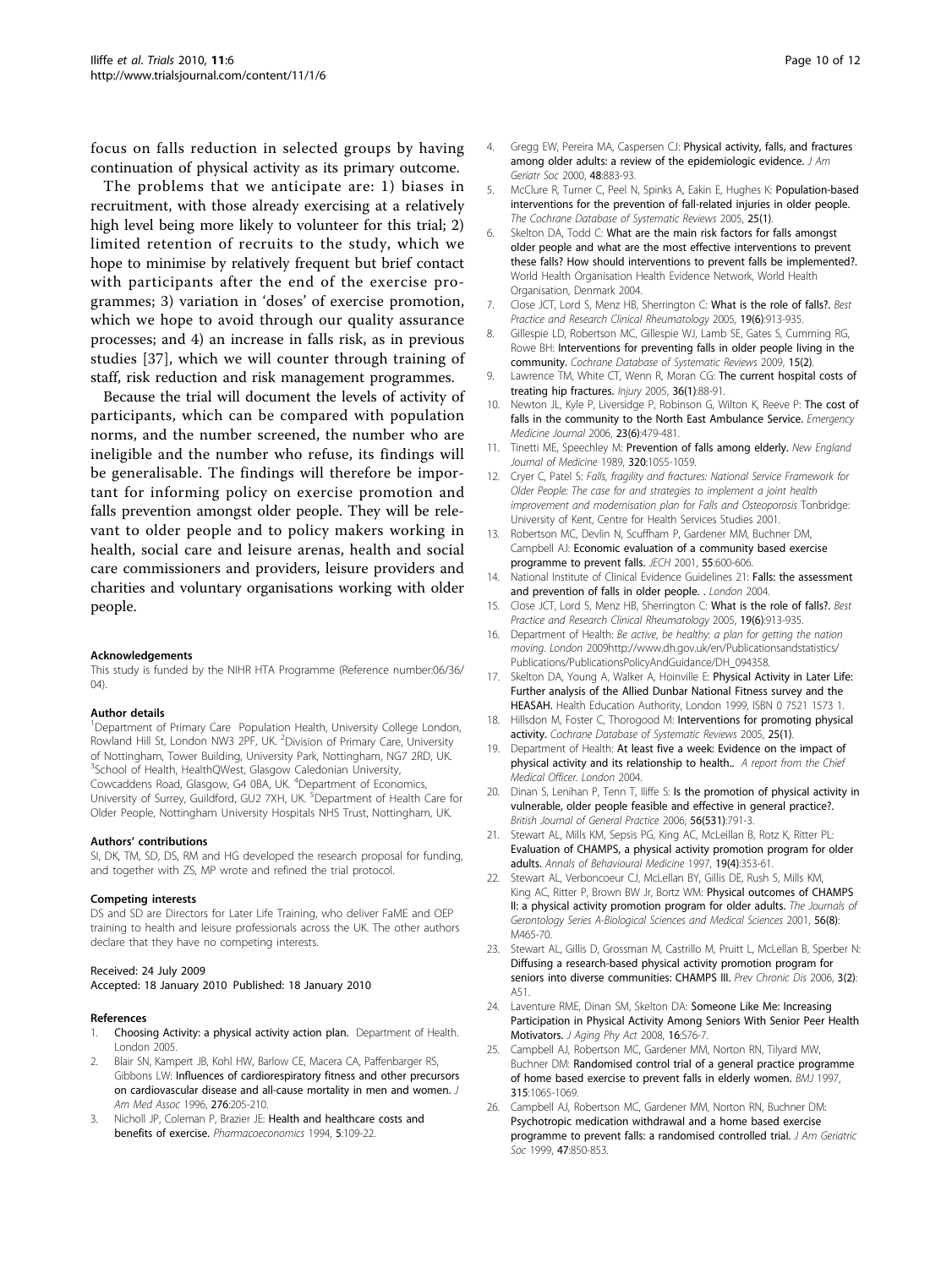focus on falls reduction in selected groups by having continuation of physical activity as its primary outcome.

The problems that we anticipate are: 1) biases in recruitment, with those already exercising at a relatively high level being more likely to volunteer for this trial; 2) limited retention of recruits to the study, which we hope to minimise by relatively frequent but brief contact with participants after the end of the exercise programmes; 3) variation in 'doses' of exercise promotion, which we hope to avoid through our quality assurance processes; and 4) an increase in falls risk, as in previous studies [37], which we will counter through training of staff, risk reduction and risk management programmes.

Because the trial will document the levels of activity of participants, which can be compared with population norms, and the number screened, the number who are ineligible and the number who refuse, its findings will be generalisable. The findings will therefore be important for informing policy on exercise promotion and falls prevention amongst older people. They will be relevant to older people and to policy makers working in health, social care and leisure arenas, health and social care commissioners and providers, leisure providers and charities and voluntary organisations working with older people.

#### Acknowledgements

This study is funded by the NIHR HTA Programme (Reference number:06/36/04).

#### Author details

[1]Department of Primary Care Population Health, University College London, Rowland Hill St, London NW3 2PF, UK. [2]Division of Primary Care, University of Nottingham, Tower Building, University Park, Nottingham, NG7 2RD, UK. [3]School of Health, HealthQWest, Glasgow Caledonian University, Cowcaddens Road, Glasgow, G4 0BA, UK. [4]Department of Economics, University of Surrey, Guildford, GU2 7XH, UK. [5]Department of Health Care for Older People, Nottingham University Hospitals NHS Trust, Nottingham, UK.

#### Authors' contributions

SI, DK, TM, SD, DS, RM and HG developed the research proposal for funding, and together with ZS, MP wrote and refined the trial protocol.

#### Competing interests

DS and SD are Directors for Later Life Training, who deliver FaME and OEP training to health and leisure professionals across the UK. The other authors declare that they have no competing interests.

Received: 24 July 2009
Accepted: 18 January 2010 Published: 18 January 2010

#### References

1. **Choosing Activity: a physical activity action plan.** Department of Health. London 2005.
2. Blair SN, Kampert JB, Kohl HW, Barlow CE, Macera CA, Paffenbarger RS, Gibbons LW: **Influences of cardiorespiratory fitness and other precursors on cardiovascular disease and all-cause mortality in men and women.** *J Am Med Assoc* 1996, **276**:205-210.
3. Nicholl JP, Coleman P, Brazier JE: **Health and healthcare costs and benefits of exercise.** *Pharmacoeconomics* 1994, **5**:109-22.
4. Gregg EW, Pereira MA, Caspersen CJ: **Physical activity, falls, and fractures among older adults: a review of the epidemiologic evidence.** *J Am Geriatr Soc* 2000, **48**:883-93.
5. McClure R, Turner C, Peel N, Spinks A, Eakin E, Hughes K: **Population-based interventions for the prevention of fall-related injuries in older people.** *The Cochrane Database of Systematic Reviews* 2005, **25(1)**.
6. Skelton DA, Todd C: **What are the main risk factors for falls amongst older people and what are the most effective interventions to prevent these falls? How should interventions to prevent falls be implemented?.** World Health Organisation Health Evidence Network, World Health Organisation, Denmark 2004.
7. Close JCT, Lord S, Menz HB, Sherrington C: **What is the role of falls?.** *Best Practice and Research Clinical Rheumatology* 2005, **19(6)**:913-935.
8. Gillespie LD, Robertson MC, Gillespie WJ, Lamb SE, Gates S, Cumming RG, Rowe BH: **Interventions for preventing falls in older people living in the community.** *Cochrane Database of Systematic Reviews* 2009, **15(2)**.
9. Lawrence TM, White CT, Wenn R, Moran CG: **The current hospital costs of treating hip fractures.** *Injury* 2005, **36(1)**:88-91.
10. Newton JL, Kyle P, Liversidge P, Robinson G, Wilton K, Reeve P: **The cost of falls in the community to the North East Ambulance Service.** *Emergency Medicine Journal* 2006, **23(6)**:479-481.
11. Tinetti ME, Speechley M: **Prevention of falls among elderly.** *New England Journal of Medicine* 1989, **320**:1055-1059.
12. Cryer C, Patel S: *Falls, fragility and fractures: National Service Framework for Older People: The case for and strategies to implement a joint health improvement and modernisation plan for Falls and Osteoporosis* Tonbridge: University of Kent, Centre for Health Services Studies 2001.
13. Robertson MC, Devlin N, Scuffham P, Gardener MM, Buchner DM, Campbell AJ: **Economic evaluation of a community based exercise programme to prevent falls.** *JECH* 2001, **55**:600-606.
14. National Institute of Clinical Evidence Guidelines 21: **Falls: the assessment and prevention of falls in older people.** . *London* 2004.
15. Close JCT, Lord S, Menz HB, Sherrington C: **What is the role of falls?.** *Best Practice and Research Clinical Rheumatology* 2005, **19(6)**:913-935.
16. Department of Health: *Be active, be healthy: a plan for getting the nation moving. London* 2009http://www.dh.gov.uk/en/Publicationsandstatistics/Publications/PublicationsPolicyAndGuidance/DH_094358.
17. Skelton DA, Young A, Walker A, Hoinville E: **Physical Activity in Later Life: Further analysis of the Allied Dunbar National Fitness survey and the HEASAH.** Health Education Authority, London 1999, ISBN 0 7521 1573 1.
18. Hillsdon M, Foster C, Thorogood M: **Interventions for promoting physical activity.** *Cochrane Database of Systematic Reviews* 2005, **25(1)**.
19. Department of Health: **At least five a week: Evidence on the impact of physical activity and its relationship to health..** *A report from the Chief Medical Officer. London* 2004.
20. Dinan S, Lenihan P, Tenn T, Iliffe S: **Is the promotion of physical activity in vulnerable, older people feasible and effective in general practice?.** *British Journal of General Practice* 2006, **56(531)**:791-3.
21. Stewart AL, Mills KM, Sepsis PG, King AC, McLeillan B, Rotz K, Ritter PL: **Evaluation of CHAMPS, a physical activity promotion program for older adults.** *Annals of Behavioural Medicine* 1997, **19(4)**:353-61.
22. Stewart AL, Verboncoeur CJ, McLellan BY, Gillis DE, Rush S, Mills KM, King AC, Ritter P, Brown BW Jr, Bortz WM: **Physical outcomes of CHAMPS II: a physical activity promotion program for older adults.** *The Journals of Gerontology Series A-Biological Sciences and Medical Sciences* 2001, **56(8)**: M465-70.
23. Stewart AL, Gillis D, Grossman M, Castrillo M, Pruitt L, McLellan B, Sperber N: **Diffusing a research-based physical activity promotion program for seniors into diverse communities: CHAMPS III.** *Prev Chronic Dis* 2006, **3(2)**: A51.
24. Laventure RME, Dinan SM, Skelton DA: **Someone Like Me: Increasing Participation in Physical Activity Among Seniors With Senior Peer Health Motivators.** *J Aging Phy Act* 2008, **16**:S76-7.
25. Campbell AJ, Robertson MC, Gardener MM, Norton RN, Tilyard MW, Buchner DM: **Randomised control trial of a general practice programme of home based exercise to prevent falls in elderly women.** *BMJ* 1997, **315**:1065-1069.
26. Campbell AJ, Robertson MC, Gardener MM, Norton RN, Buchner DM: **Psychotropic medication withdrawal and a home based exercise programme to prevent falls: a randomised controlled trial.** *J Am Geriatric Soc* 1999, **47**:850-853.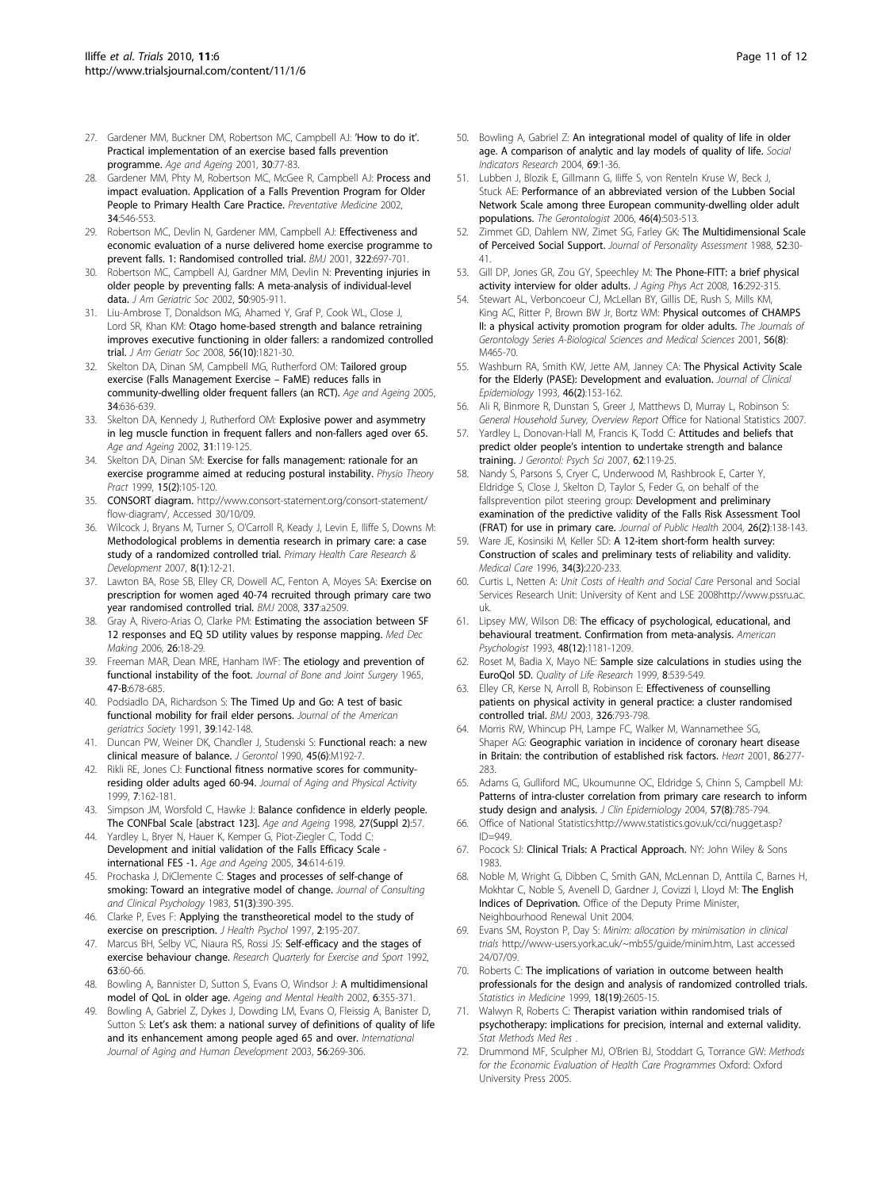27. Gardener MM, Buckner DM, Robertson MC, Campbell AJ: 'How to do it'. Practical implementation of an exercise based falls prevention programme. *Age and Ageing* 2001, **30**:77-83.
28. Gardener MM, Phty M, Robertson MC, McGee R, Campbell AJ: **Process and impact evaluation. Application of a Falls Prevention Program for Older People to Primary Health Care Practice.** *Preventative Medicine* 2002, **34**:546-553.
29. Robertson MC, Devlin N, Gardener MM, Campbell AJ: **Effectiveness and economic evaluation of a nurse delivered home exercise programme to prevent falls. 1: Randomised controlled trial.** *BMJ* 2001, **322**:697-701.
30. Robertson MC, Campbell AJ, Gardner MM, Devlin N: **Preventing injuries in older people by preventing falls: A meta-analysis of individual-level data.** *J Am Geriatric Soc* 2002, **50**:905-911.
31. Liu-Ambrose T, Donaldson MG, Ahamed Y, Graf P, Cook WL, Close J, Lord SR, Khan KM: **Otago home-based strength and balance retraining improves executive functioning in older fallers: a randomized controlled trial.** *J Am Geriatr Soc* 2008, **56(10)**:1821-30.
32. Skelton DA, Dinan SM, Campbell MG, Rutherford OM: **Tailored group exercise (Falls Management Exercise – FaME) reduces falls in community-dwelling older frequent fallers (an RCT).** *Age and Ageing* 2005, **34**:636-639.
33. Skelton DA, Kennedy J, Rutherford OM: **Explosive power and asymmetry in leg muscle function in frequent fallers and non-fallers aged over 65.** *Age and Ageing* 2002, **31**:119-125.
34. Skelton DA, Dinan SM: **Exercise for falls management: rationale for an exercise programme aimed at reducing postural instability.** *Physio Theory Pract* 1999, **15(2)**:105-120.
35. **CONSORT diagram.** http://www.consort-statement.org/consort-statement/flow-diagram/, Accessed 30/10/09.
36. Wilcock J, Bryans M, Turner S, O'Carroll R, Keady J, Levin E, Iliffe S, Downs M: **Methodological problems in dementia research in primary care: a case study of a randomized controlled trial.** *Primary Health Care Research & Development* 2007, **8(1)**:12-21.
37. Lawton BA, Rose SB, Elley CR, Dowell AC, Fenton A, Moyes SA: **Exercise on prescription for women aged 40-74 recruited through primary care two year randomised controlled trial.** *BMJ* 2008, **337**:a2509.
38. Gray A, Rivero-Arias O, Clarke PM: **Estimating the association between SF 12 responses and EQ 5D utility values by response mapping.** *Med Dec Making* 2006, **26**:18-29.
39. Freeman MAR, Dean MRE, Hanham IWF: **The etiology and prevention of functional instability of the foot.** *Journal of Bone and Joint Surgery* 1965, **47-B**:678-685.
40. Podsiadlo DA, Richardson S: **The Timed Up and Go: A test of basic functional mobility for frail elder persons.** *Journal of the American geriatrics Society* 1991, **39**:142-148.
41. Duncan PW, Weiner DK, Chandler J, Studenski S: **Functional reach: a new clinical measure of balance.** *J Gerontol* 1990, **45(6)**:M192-7.
42. Rikli RE, Jones CJ: **Functional fitness normative scores for community-residing older adults aged 60-94.** *Journal of Aging and Physical Activity* 1999, **7**:162-181.
43. Simpson JM, Worsfold C, Hawke J: **Balance confidence in elderly people. The CONFbal Scale [abstract 123].** *Age and Ageing* 1998, **27(Suppl 2)**:57.
44. Yardley L, Bryer N, Hauer K, Kemper G, Piot-Ziegler C, Todd C: **Development and initial validation of the Falls Efficacy Scale - international FES -1.** *Age and Ageing* 2005, **34**:614-619.
45. Prochaska J, DiClemente C: **Stages and processes of self-change of smoking: Toward an integrative model of change.** *Journal of Consulting and Clinical Psychology* 1983, **51(3)**:390-395.
46. Clarke P, Eves F: **Applying the transtheoretical model to the study of exercise on prescription.** *J Health Psychol* 1997, **2**:195-207.
47. Marcus BH, Selby VC, Niaura RS, Rossi JS: **Self-efficacy and the stages of exercise behaviour change.** *Research Quarterly for Exercise and Sport* 1992, **63**:60-66.
48. Bowling A, Bannister D, Sutton S, Evans O, Windsor J: **A multidimensional model of QoL in older age.** *Ageing and Mental Health* 2002, **6**:355-371.
49. Bowling A, Gabriel Z, Dykes J, Dowding LM, Evans O, Fleissig A, Banister D, Sutton S: **Let's ask them: a national survey of definitions of quality of life and its enhancement among people aged 65 and over.** *International Journal of Aging and Human Development* 2003, **56**:269-306.
50. Bowling A, Gabriel Z: **An integrational model of quality of life in older age. A comparison of analytic and lay models of quality of life.** *Social Indicators Research* 2004, **69**:1-36.
51. Lubben J, Blozik E, Gillmann G, Iliffe S, von Renteln Kruse W, Beck J, Stuck AE: **Performance of an abbreviated version of the Lubben Social Network Scale among three European community-dwelling older adult populations.** *The Gerontologist* 2006, **46(4)**:503-513.
52. Zimmet GD, Dahlem NW, Zimet SG, Farley GK: **The Multidimensional Scale of Perceived Social Support.** *Journal of Personality Assessment* 1988, **52**:30-41.
53. Gill DP, Jones GR, Zou GY, Speechley M: **The Phone-FITT: a brief physical activity interview for older adults.** *J Aging Phys Act* 2008, **16**:292-315.
54. Stewart AL, Verboncoeur CJ, McLellan BY, Gillis DE, Rush S, Mills KM, King AC, Ritter P, Brown BW Jr, Bortz WM: **Physical outcomes of CHAMPS II: a physical activity promotion program for older adults.** *The Journals of Gerontology Series A-Biological Sciences and Medical Sciences* 2001, **56(8)**:M465-70.
55. Washburn RA, Smith KW, Jette AM, Janney CA: **The Physical Activity Scale for the Elderly (PASE): Development and evaluation.** *Journal of Clinical Epidemiology* 1993, **46(2)**:153-162.
56. Ali R, Binmore R, Dunstan S, Greer J, Matthews D, Murray L, Robinson S: *General Household Survey, Overview Report* Office for National Statistics 2007.
57. Yardley L, Donovan-Hall M, Francis K, Todd C: **Attitudes and beliefs that predict older people's intention to undertake strength and balance training.** *J Gerontol: Psych Sci* 2007, **62**:119-25.
58. Nandy S, Parsons S, Cryer C, Underwood M, Rashbrook E, Carter Y, Eldridge S, Close J, Skelton D, Taylor S, Feder G, on behalf of the fallsprevention pilot steering group: **Development and preliminary examination of the predictive validity of the Falls Risk Assessment Tool (FRAT) for use in primary care.** *Journal of Public Health* 2004, **26(2)**:138-143.
59. Ware JE, Kosinsiki M, Keller SD: **A 12-item short-form health survey: Construction of scales and preliminary tests of reliability and validity.** *Medical Care* 1996, **34(3)**:220-233.
60. Curtis L, Netten A: *Unit Costs of Health and Social Care* Personal and Social Services Research Unit: University of Kent and LSE 2008http://www.pssru.ac.uk.
61. Lipsey MW, Wilson DB: **The efficacy of psychological, educational, and behavioural treatment. Confirmation from meta-analysis.** *American Psychologist* 1993, **48(12)**:1181-1209.
62. Roset M, Badia X, Mayo NE: **Sample size calculations in studies using the EuroQol 5D.** *Quality of Life Research* 1999, **8**:539-549.
63. Elley CR, Kerse N, Arroll B, Robinson E: **Effectiveness of counselling patients on physical activity in general practice: a cluster randomised controlled trial.** *BMJ* 2003, **326**:793-798.
64. Morris RW, Whincup PH, Lampe FC, Walker M, Wannamethee SG, Shaper AG: **Geographic variation in incidence of coronary heart disease in Britain: the contribution of established risk factors.** *Heart* 2001, **86**:277-283.
65. Adams G, Gulliford MC, Ukoumunne OC, Eldridge S, Chinn S, Campbell MJ: **Patterns of intra-cluster correlation from primary care research to inform study design and analysis.** *J Clin Epidemiology* 2004, **57(8)**:785-794.
66. Office of National Statistics:http://www.statistics.gov.uk/cci/nugget.asp?ID=949.
67. Pocock SJ: **Clinical Trials: A Practical Approach.** NY: John Wiley & Sons 1983.
68. Noble M, Wright G, Dibben C, Smith GAN, McLennan D, Anttila C, Barnes H, Mokhtar C, Noble S, Avenell D, Gardner J, Covizzi I, Lloyd M: **The English Indices of Deprivation.** Office of the Deputy Prime Minister, Neighbourhood Renewal Unit 2004.
69. Evans SM, Royston P, Day S: *Minim: allocation by minimisation in clinical trials* http://www-users.york.ac.uk/~mb55/guide/minim.htm, Last accessed 24/07/09.
70. Roberts C: **The implications of variation in outcome between health professionals for the design and analysis of randomized controlled trials.** *Statistics in Medicine* 1999, **18(19)**:2605-15.
71. Walwyn R, Roberts C: **Therapist variation within randomised trials of psychotherapy: implications for precision, internal and external validity.** *Stat Methods Med Res* .
72. Drummond MF, Sculpher MJ, O'Brien BJ, Stoddart G, Torrance GW: *Methods for the Economic Evaluation of Health Care Programmes* Oxford: Oxford University Press 2005.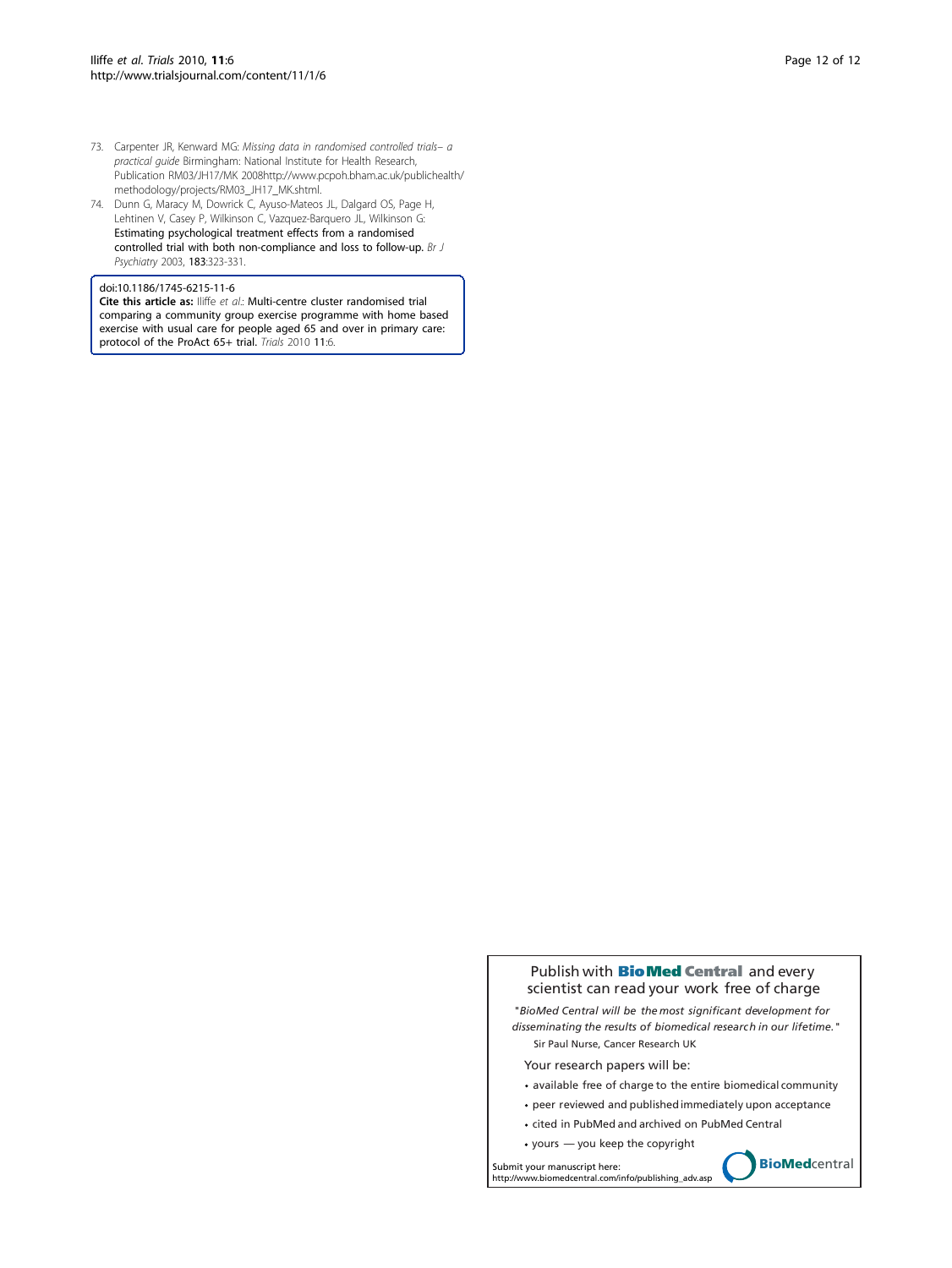73. Carpenter JR, Kenward MG: *Missing data in randomised controlled trials– a practical guide* Birmingham: National Institute for Health Research, Publication RM03/JH17/MK 2008http://www.pcpoh.bham.ac.uk/publichealth/methodology/projects/RM03_JH17_MK.shtml.
74. Dunn G, Maracy M, Dowrick C, Ayuso-Mateos JL, Dalgard OS, Page H, Lehtinen V, Casey P, Wilkinson C, Vazquez-Barquero JL, Wilkinson G: **Estimating psychological treatment effects from a randomised controlled trial with both non-compliance and loss to follow-up.** *Br J Psychiatry* 2003, **183**:323-331.

doi:10.1186/1745-6215-11-6

**Cite this article as:** Iliffe *et al.*: **Multi-centre cluster randomised trial comparing a community group exercise programme with home based exercise with usual care for people aged 65 and over in primary care: protocol of the ProAct 65+ trial.** *Trials* 2010 **11**:6.

Publish with **BioMed Central** and every scientist can read your work free of charge

*"BioMed Central will be the most significant development for disseminating the results of biomedical research in our lifetime."*
Sir Paul Nurse, Cancer Research UK

Your research papers will be:

- available free of charge to the entire biomedical community
- peer reviewed and published immediately upon acceptance
- cited in PubMed and archived on PubMed Central
- yours — you keep the copyright

Submit your manuscript here:
http://www.biomedcentral.com/info/publishing_adv.asp

**BioMed**central